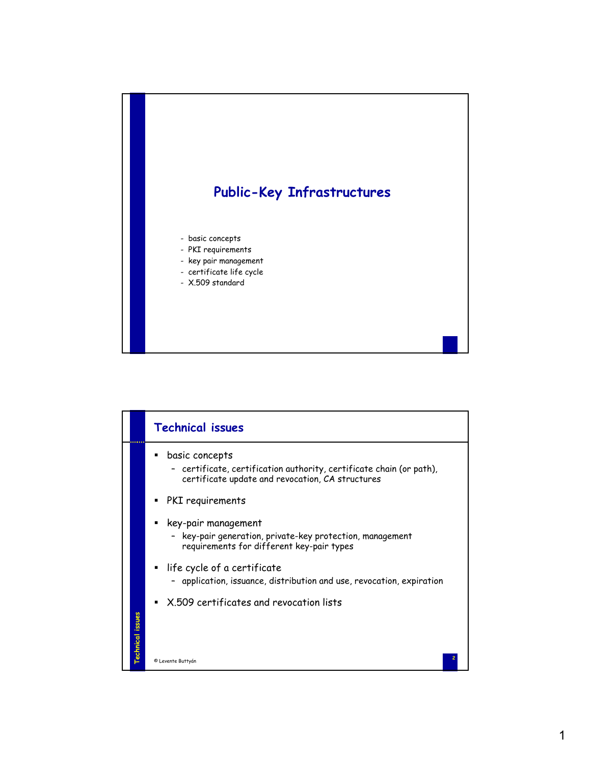# Public-Key Infrastructures

- basic concepts
- PKI requirements
- key pair management
- certificate life cycle
- X.509 standard

## Technical issues

- basic concepts
  - certificate, certification authority, certificate chain (or path), certificate update and revocation, CA structures
- PKI requirements
- key-pair management
  - key-pair generation, private-key protection, management requirements for different key-pair types
- life cycle of a certificate
  - application, issuance, distribution and use, revocation, expiration
- X.509 certificates and revocation lists

© Levente Buttyán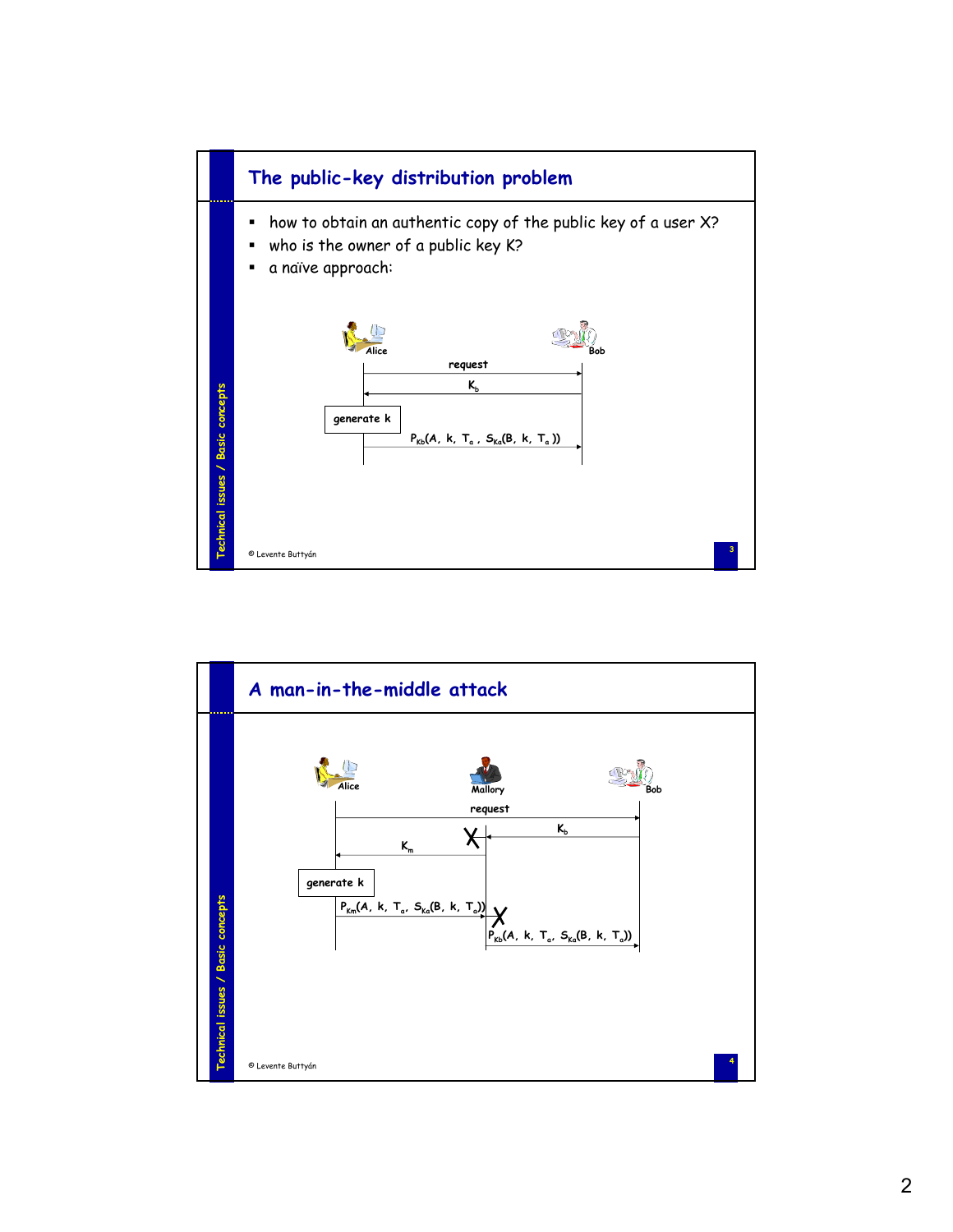## The public-key distribution problem

- how to obtain an authentic copy of the public key of a user X?
- who is the owner of a public key K?
- a naïve approach:

Alice → Bob: request

Bob → Alice: $K_b$

Alice: generate k

Alice → Bob: $P_{Kb}(A,\ k,\ T_a\ ,\ S_{Ka}(B,\ k,\ T_a\ ))$

© Levente Buttyán

## A man-in-the-middle attack

Alice → Bob: request

Bob → Mallory: $K_b$ (intercepted, X)

Mallory → Alice: $K_m$

Alice: generate k

Alice → Mallory: $P_{Km}(A,\ k,\ T_a,\ S_{Ka}(B,\ k,\ T_a))$ (intercepted, X)

Mallory → Bob: $P_{Kb}(A,\ k,\ T_a,\ S_{Ka}(B,\ k,\ T_a))$

© Levente Buttyán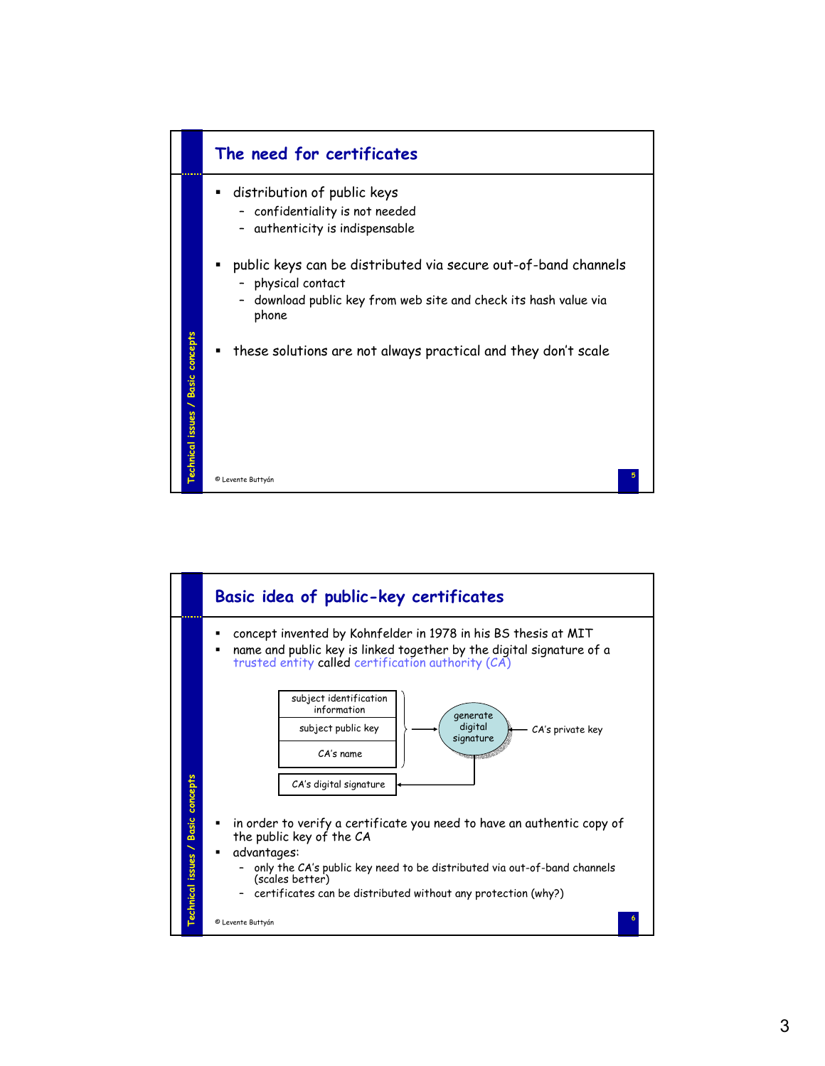## The need for certificates

- distribution of public keys
  - confidentiality is not needed
  - authenticity is indispensable
- public keys can be distributed via secure out-of-band channels
  - physical contact
  - download public key from web site and check its hash value via phone
- these solutions are not always practical and they don't scale

## Basic idea of public-key certificates

- concept invented by Kohnfelder in 1978 in his BS thesis at MIT
- name and public key is linked together by the digital signature of a trusted entity called certification authority (CA)

subject identification information | subject public key | CA's name → generate digital signature ← CA's private key → CA's digital signature

- in order to verify a certificate you need to have an authentic copy of the public key of the CA
- advantages:
  - only the CA's public key need to be distributed via out-of-band channels (scales better)
  - certificates can be distributed without any protection (why?)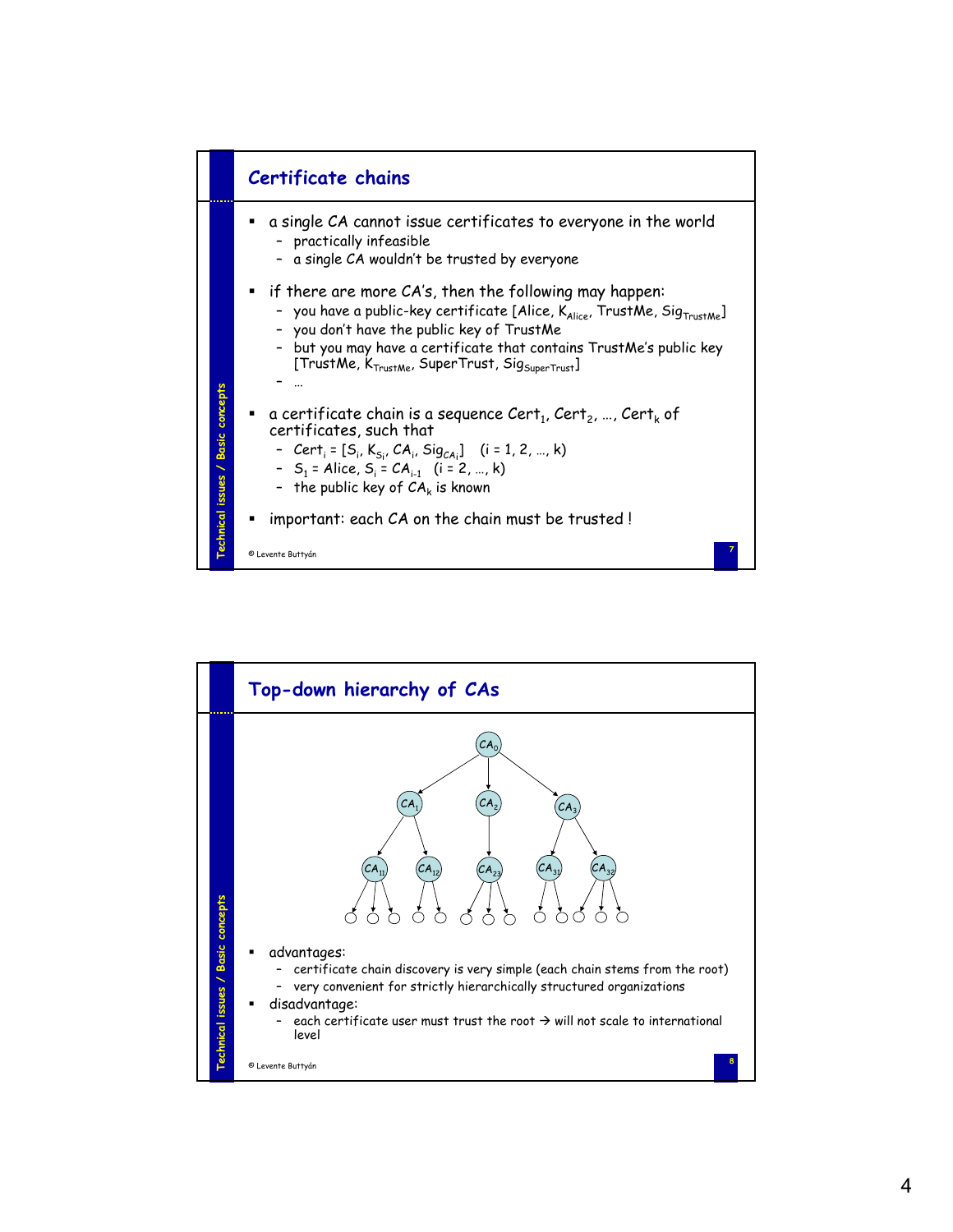## Certificate chains

- a single CA cannot issue certificates to everyone in the world
  - practically infeasible
  - a single CA wouldn't be trusted by everyone
- if there are more CA's, then the following may happen:
  - you have a public-key certificate [Alice, $K_{Alice}$, TrustMe, $Sig_{TrustMe}$]
  - you don't have the public key of TrustMe
  - but you may have a certificate that contains TrustMe's public key [TrustMe, $K_{TrustMe}$, SuperTrust, $Sig_{SuperTrust}$]
  - …
- a certificate chain is a sequence $Cert_1$, $Cert_2$, …, $Cert_k$ of certificates, such that
  - $Cert_i = [S_i, K_{S_i}, CA_i, Sig_{CA_i}]$ $(i = 1, 2, …, k)$
  - $S_1$ = Alice, $S_i = CA_{i-1}$ $(i = 2, …, k)$
  - the public key of $CA_k$ is known
- important: each CA on the chain must be trusted !

## Top-down hierarchy of CAs

- advantages:
  - certificate chain discovery is very simple (each chain stems from the root)
  - very convenient for strictly hierarchically structured organizations
- disadvantage:
  - each certificate user must trust the root → will not scale to international level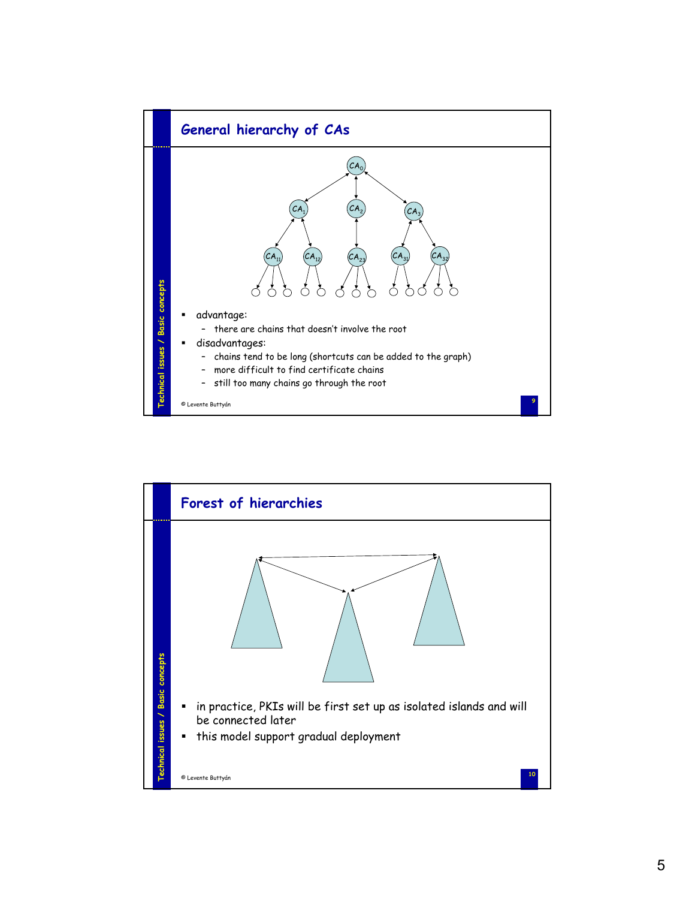## General hierarchy of CAs

- advantage:
  - there are chains that doesn't involve the root
- disadvantages:
  - chains tend to be long (shortcuts can be added to the graph)
  - more difficult to find certificate chains
  - still too many chains go through the root

© Levente Buttyán

## Forest of hierarchies

- in practice, PKIs will be first set up as isolated islands and will be connected later
- this model support gradual deployment

© Levente Buttyán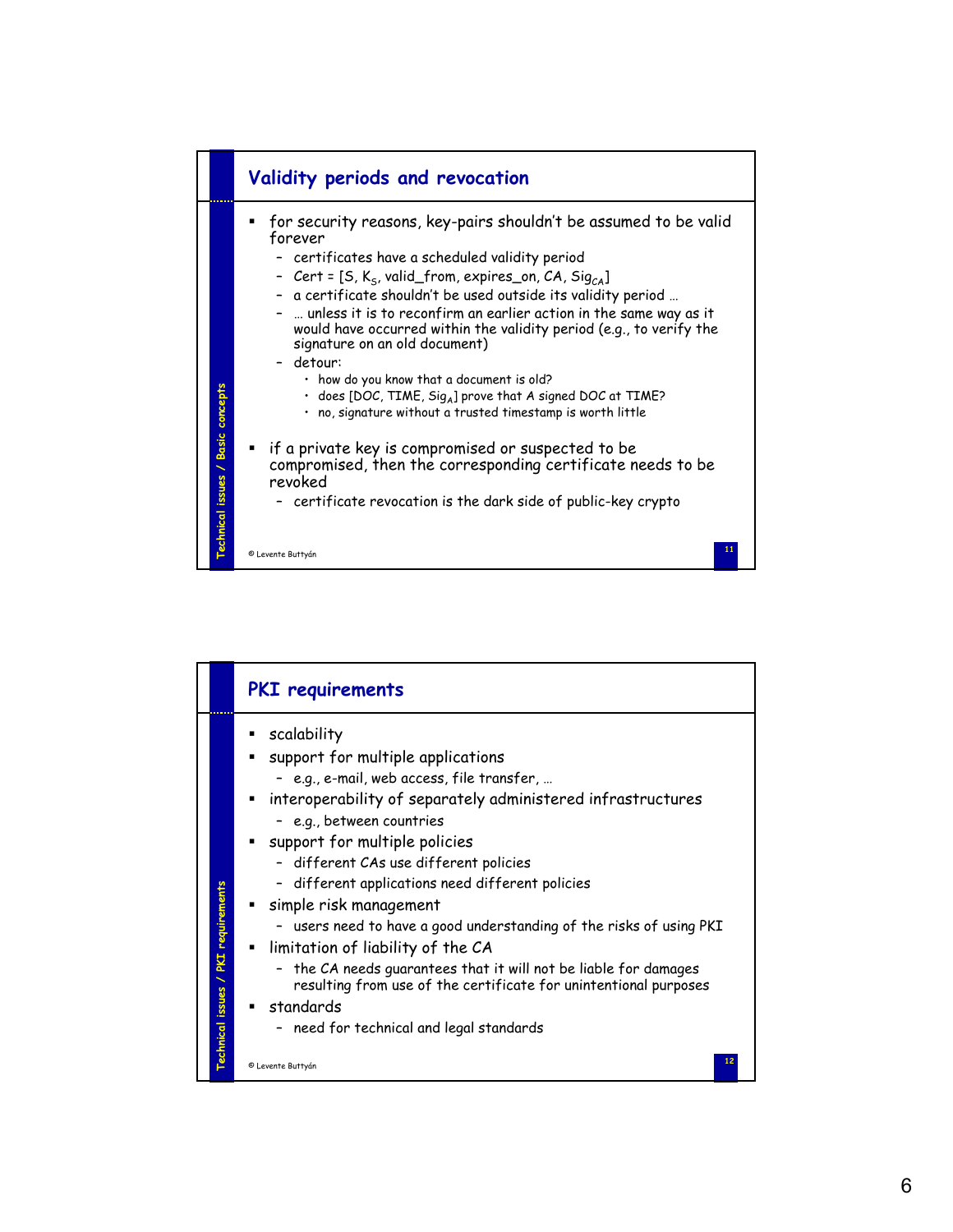## Validity periods and revocation

- for security reasons, key-pairs shouldn't be assumed to be valid forever
  - certificates have a scheduled validity period
  - Cert = [S, $K_S$, valid_from, expires_on, CA, $Sig_{CA}$]
  - a certificate shouldn't be used outside its validity period …
  - … unless it is to reconfirm an earlier action in the same way as it would have occurred within the validity period (e.g., to verify the signature on an old document)
  - detour:
    - how do you know that a document is old?
    - does [DOC, TIME, $Sig_A$] prove that A signed DOC at TIME?
    - no, signature without a trusted timestamp is worth little
- if a private key is compromised or suspected to be compromised, then the corresponding certificate needs to be revoked
  - certificate revocation is the dark side of public-key crypto

© Levente Buttyán

## PKI requirements

- scalability
- support for multiple applications
  - e.g., e-mail, web access, file transfer, …
- interoperability of separately administered infrastructures
  - e.g., between countries
- support for multiple policies
  - different CAs use different policies
  - different applications need different policies
- simple risk management
  - users need to have a good understanding of the risks of using PKI
- limitation of liability of the CA
  - the CA needs guarantees that it will not be liable for damages resulting from use of the certificate for unintentional purposes
- standards
  - need for technical and legal standards

© Levente Buttyán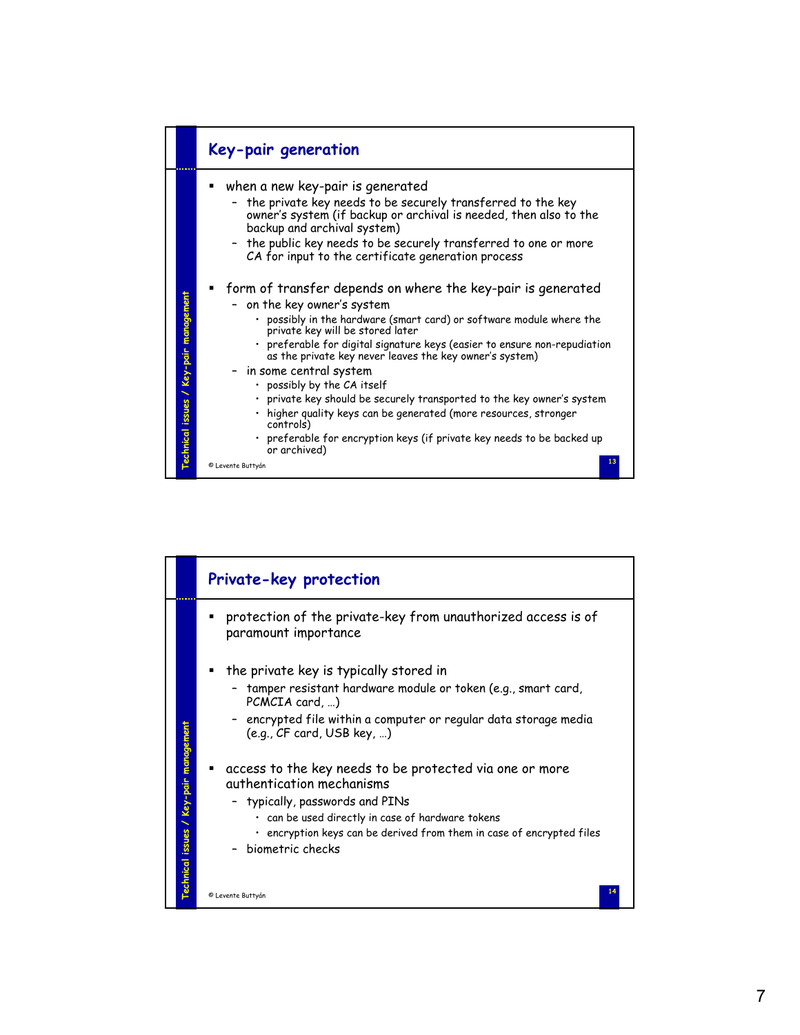## Key-pair generation

- when a new key-pair is generated
  - the private key needs to be securely transferred to the key owner's system (if backup or archival is needed, then also to the backup and archival system)
  - the public key needs to be securely transferred to one or more CA for input to the certificate generation process
- form of transfer depends on where the key-pair is generated
  - on the key owner's system
    - possibly in the hardware (smart card) or software module where the private key will be stored later
    - preferable for digital signature keys (easier to ensure non-repudiation as the private key never leaves the key owner's system)
  - in some central system
    - possibly by the CA itself
    - private key should be securely transported to the key owner's system
    - higher quality keys can be generated (more resources, stronger controls)
    - preferable for encryption keys (if private key needs to be backed up or archived)

## Private-key protection

- protection of the private-key from unauthorized access is of paramount importance
- the private key is typically stored in
  - tamper resistant hardware module or token (e.g., smart card, PCMCIA card, …)
  - encrypted file within a computer or regular data storage media (e.g., CF card, USB key, …)
- access to the key needs to be protected via one or more authentication mechanisms
  - typically, passwords and PINs
    - can be used directly in case of hardware tokens
    - encryption keys can be derived from them in case of encrypted files
  - biometric checks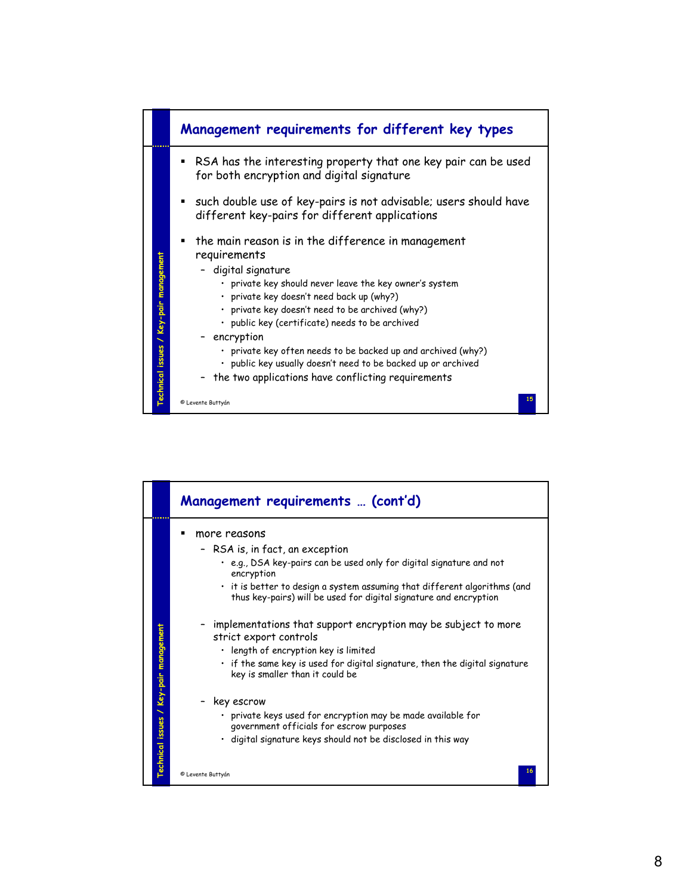## Management requirements for different key types

- RSA has the interesting property that one key pair can be used for both encryption and digital signature
- such double use of key-pairs is not advisable; users should have different key-pairs for different applications
- the main reason is in the difference in management requirements
  - digital signature
    - private key should never leave the key owner's system
    - private key doesn't need back up (why?)
    - private key doesn't need to be archived (why?)
    - public key (certificate) needs to be archived
  - encryption
    - private key often needs to be backed up and archived (why?)
    - public key usually doesn't need to be backed up or archived
  - the two applications have conflicting requirements

© Levente Buttyán

## Management requirements … (cont'd)

- more reasons
  - RSA is, in fact, an exception
    - e.g., DSA key-pairs can be used only for digital signature and not encryption
    - it is better to design a system assuming that different algorithms (and thus key-pairs) will be used for digital signature and encryption
  - implementations that support encryption may be subject to more strict export controls
    - length of encryption key is limited
    - if the same key is used for digital signature, then the digital signature key is smaller than it could be
  - key escrow
    - private keys used for encryption may be made available for government officials for escrow purposes
    - digital signature keys should not be disclosed in this way

© Levente Buttyán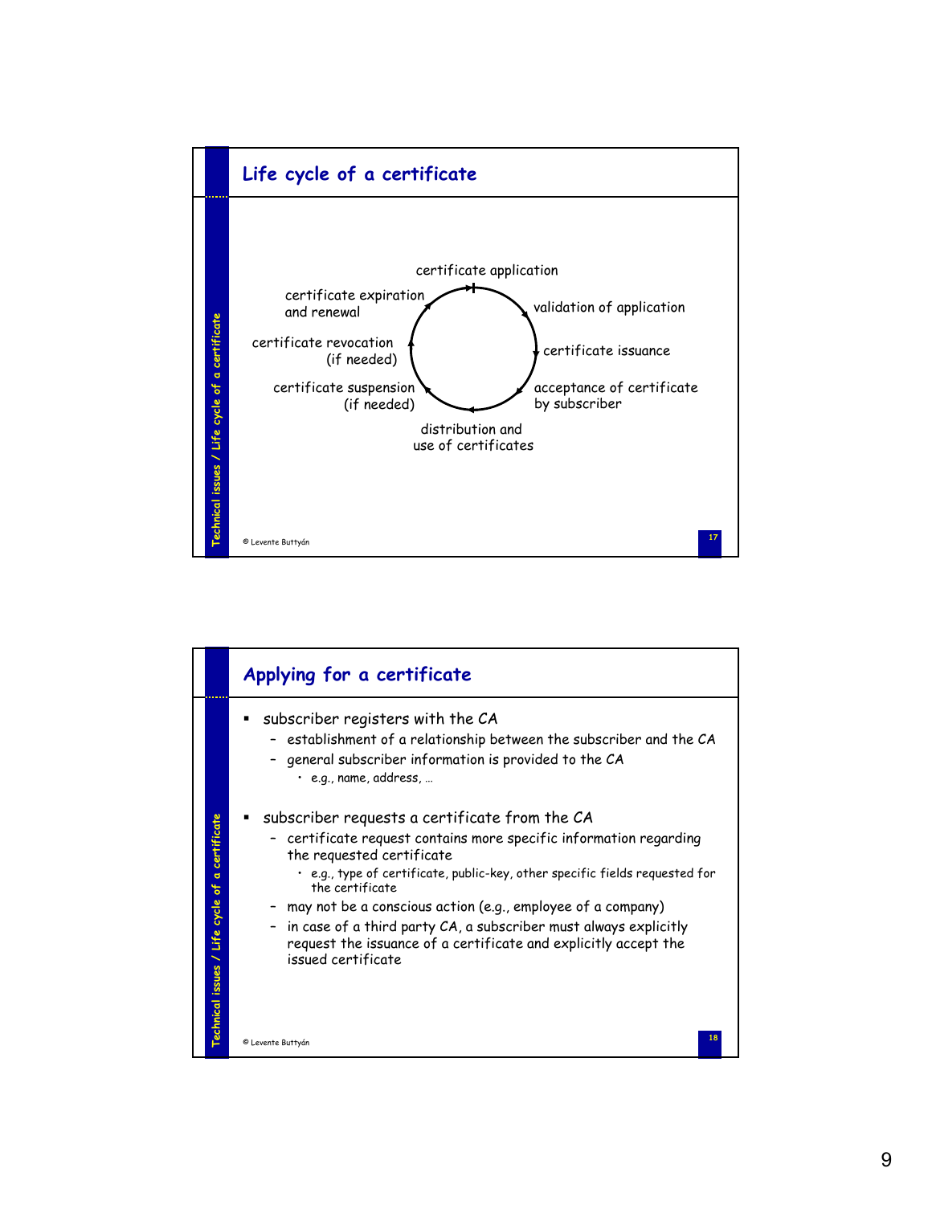## Life cycle of a certificate

- certificate application
- validation of application
- certificate issuance
- acceptance of certificate by subscriber
- distribution and use of certificates
- certificate suspension (if needed)
- certificate revocation (if needed)
- certificate expiration and renewal

## Applying for a certificate

- subscriber registers with the CA
  - establishment of a relationship between the subscriber and the CA
  - general subscriber information is provided to the CA
    - e.g., name, address, …
- subscriber requests a certificate from the CA
  - certificate request contains more specific information regarding the requested certificate
    - e.g., type of certificate, public-key, other specific fields requested for the certificate
  - may not be a conscious action (e.g., employee of a company)
  - in case of a third party CA, a subscriber must always explicitly request the issuance of a certificate and explicitly accept the issued certificate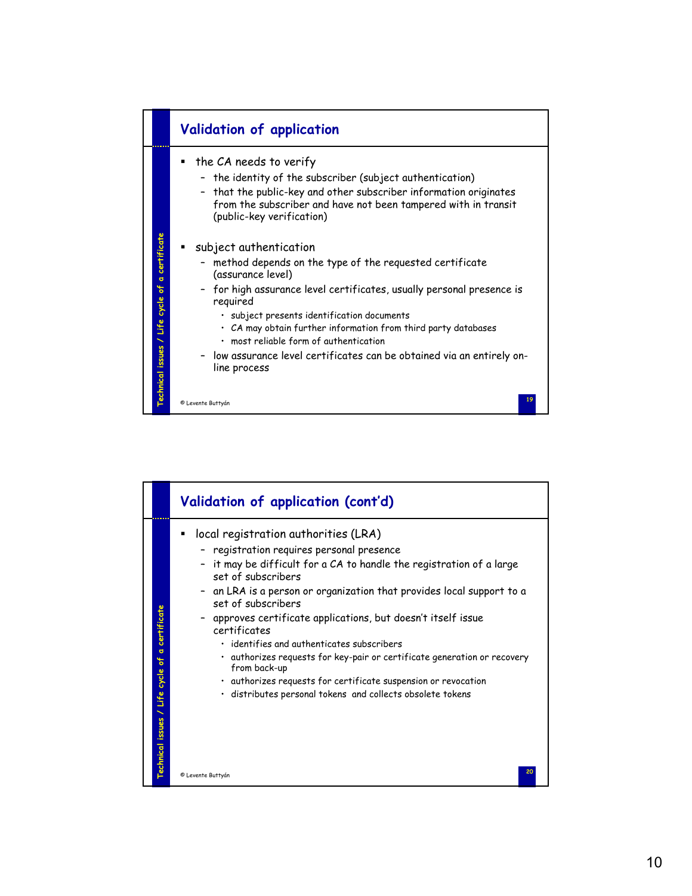## Validation of application

- the CA needs to verify
  - the identity of the subscriber (subject authentication)
  - that the public-key and other subscriber information originates from the subscriber and have not been tampered with in transit (public-key verification)
- subject authentication
  - method depends on the type of the requested certificate (assurance level)
  - for high assurance level certificates, usually personal presence is required
    - subject presents identification documents
    - CA may obtain further information from third party databases
    - most reliable form of authentication
  - low assurance level certificates can be obtained via an entirely on-line process

## Validation of application (cont'd)

- local registration authorities (LRA)
  - registration requires personal presence
  - it may be difficult for a CA to handle the registration of a large set of subscribers
  - an LRA is a person or organization that provides local support to a set of subscribers
  - approves certificate applications, but doesn't itself issue certificates
    - identifies and authenticates subscribers
    - authorizes requests for key-pair or certificate generation or recovery from back-up
    - authorizes requests for certificate suspension or revocation
    - distributes personal tokens and collects obsolete tokens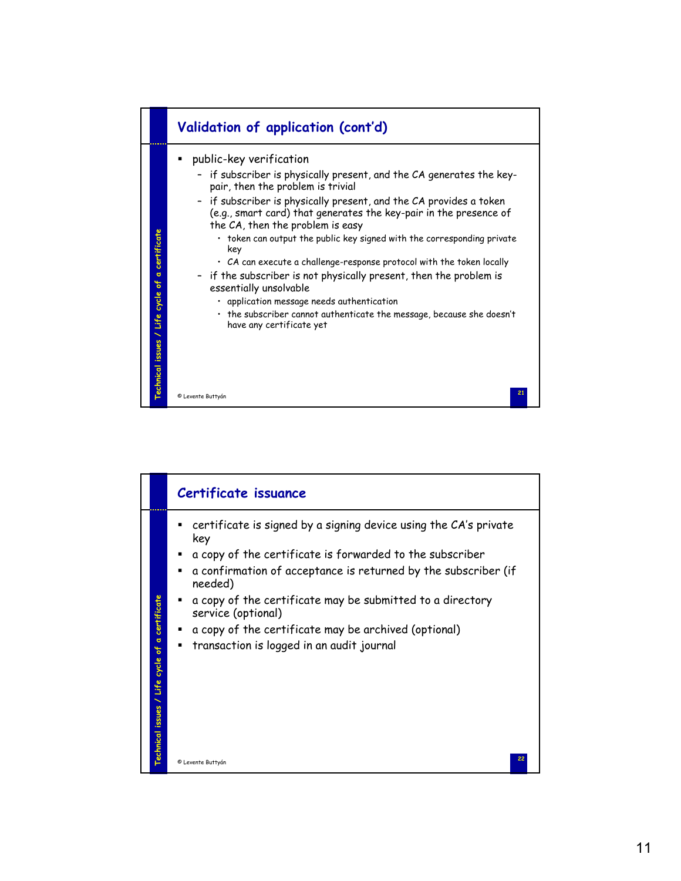## Validation of application (cont'd)

- public-key verification
  - if subscriber is physically present, and the CA generates the key-pair, then the problem is trivial
  - if subscriber is physically present, and the CA provides a token (e.g., smart card) that generates the key-pair in the presence of the CA, then the problem is easy
    - token can output the public key signed with the corresponding private key
    - CA can execute a challenge-response protocol with the token locally
  - if the subscriber is not physically present, then the problem is essentially unsolvable
    - application message needs authentication
    - the subscriber cannot authenticate the message, because she doesn't have any certificate yet

## Certificate issuance

- certificate is signed by a signing device using the CA's private key
- a copy of the certificate is forwarded to the subscriber
- a confirmation of acceptance is returned by the subscriber (if needed)
- a copy of the certificate may be submitted to a directory service (optional)
- a copy of the certificate may be archived (optional)
- transaction is logged in an audit journal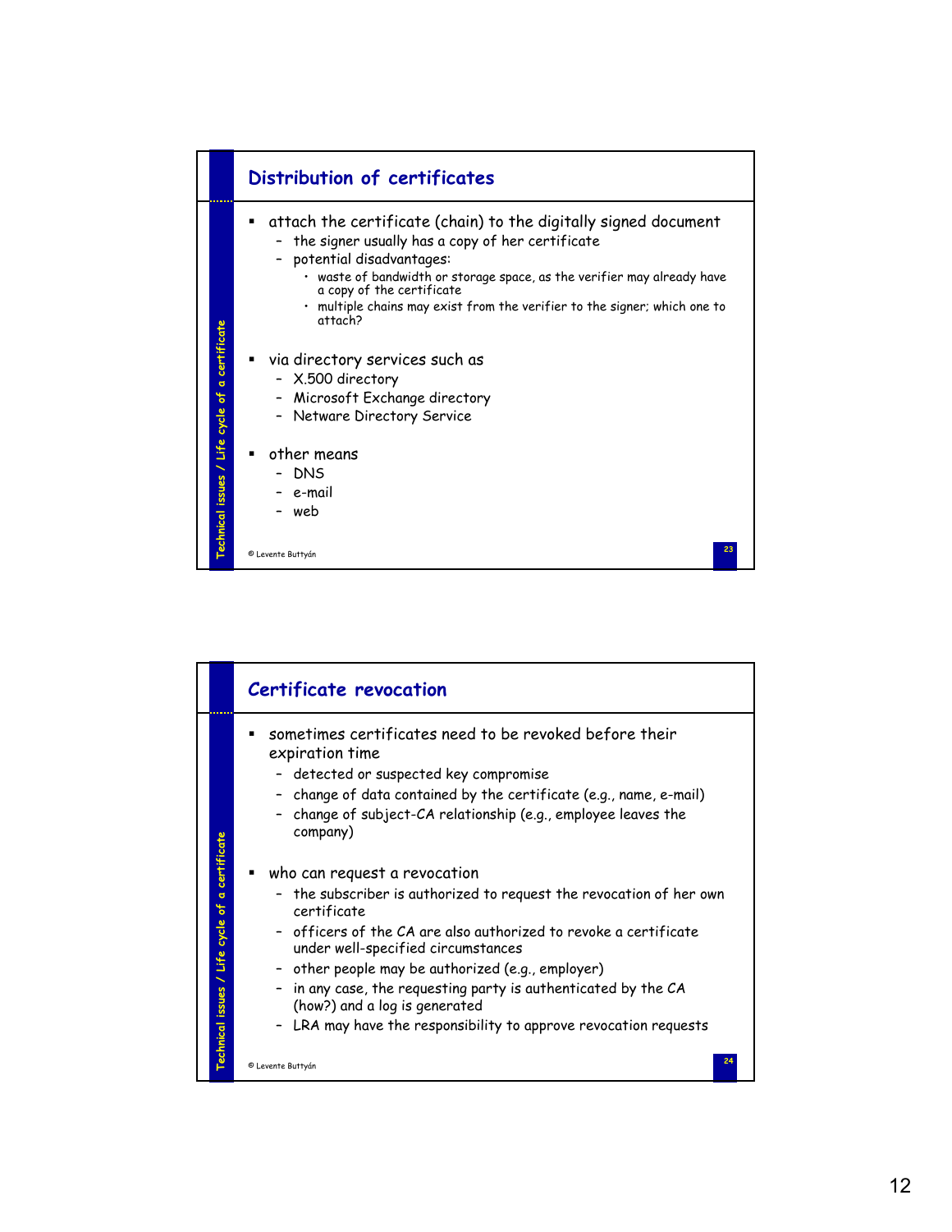## Distribution of certificates

- attach the certificate (chain) to the digitally signed document
  - the signer usually has a copy of her certificate
  - potential disadvantages:
    - waste of bandwidth or storage space, as the verifier may already have a copy of the certificate
    - multiple chains may exist from the verifier to the signer; which one to attach?
- via directory services such as
  - X.500 directory
  - Microsoft Exchange directory
  - Netware Directory Service
- other means
  - DNS
  - e-mail
  - web

## Certificate revocation

- sometimes certificates need to be revoked before their expiration time
  - detected or suspected key compromise
  - change of data contained by the certificate (e.g., name, e-mail)
  - change of subject-CA relationship (e.g., employee leaves the company)
- who can request a revocation
  - the subscriber is authorized to request the revocation of her own certificate
  - officers of the CA are also authorized to revoke a certificate under well-specified circumstances
  - other people may be authorized (e.g., employer)
  - in any case, the requesting party is authenticated by the CA (how?) and a log is generated
  - LRA may have the responsibility to approve revocation requests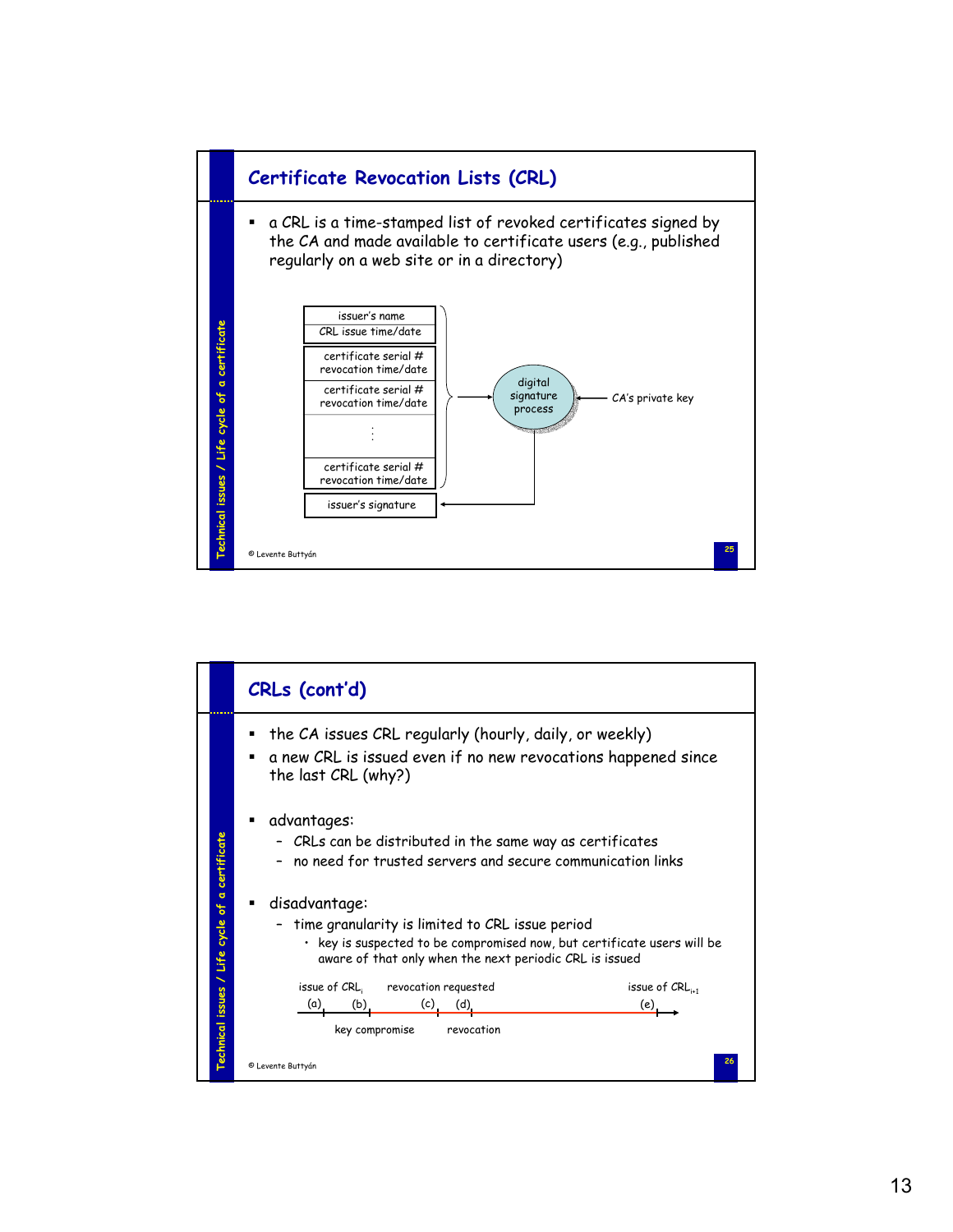## Certificate Revocation Lists (CRL)

- a CRL is a time-stamped list of revoked certificates signed by the CA and made available to certificate users (e.g., published regularly on a web site or in a directory)

| |
|---|
| issuer's name |
| CRL issue time/date |
| certificate serial # revocation time/date |
| certificate serial # revocation time/date |
| ⋮ |
| certificate serial # revocation time/date |
| issuer's signature |

digital signature process ← CA's private key

## CRLs (cont'd)

- the CA issues CRL regularly (hourly, daily, or weekly)
- a new CRL is issued even if no new revocations happened since the last CRL (why?)

- advantages:
  - CRLs can be distributed in the same way as certificates
  - no need for trusted servers and secure communication links

- disadvantage:
  - time granularity is limited to CRL issue period
    - key is suspected to be compromised now, but certificate users will be aware of that only when the next periodic CRL is issued

issue of $CRL_i$ (a) — key compromise (b) — revocation requested (c) — revocation (d) — issue of $CRL_{i+1}$ (e)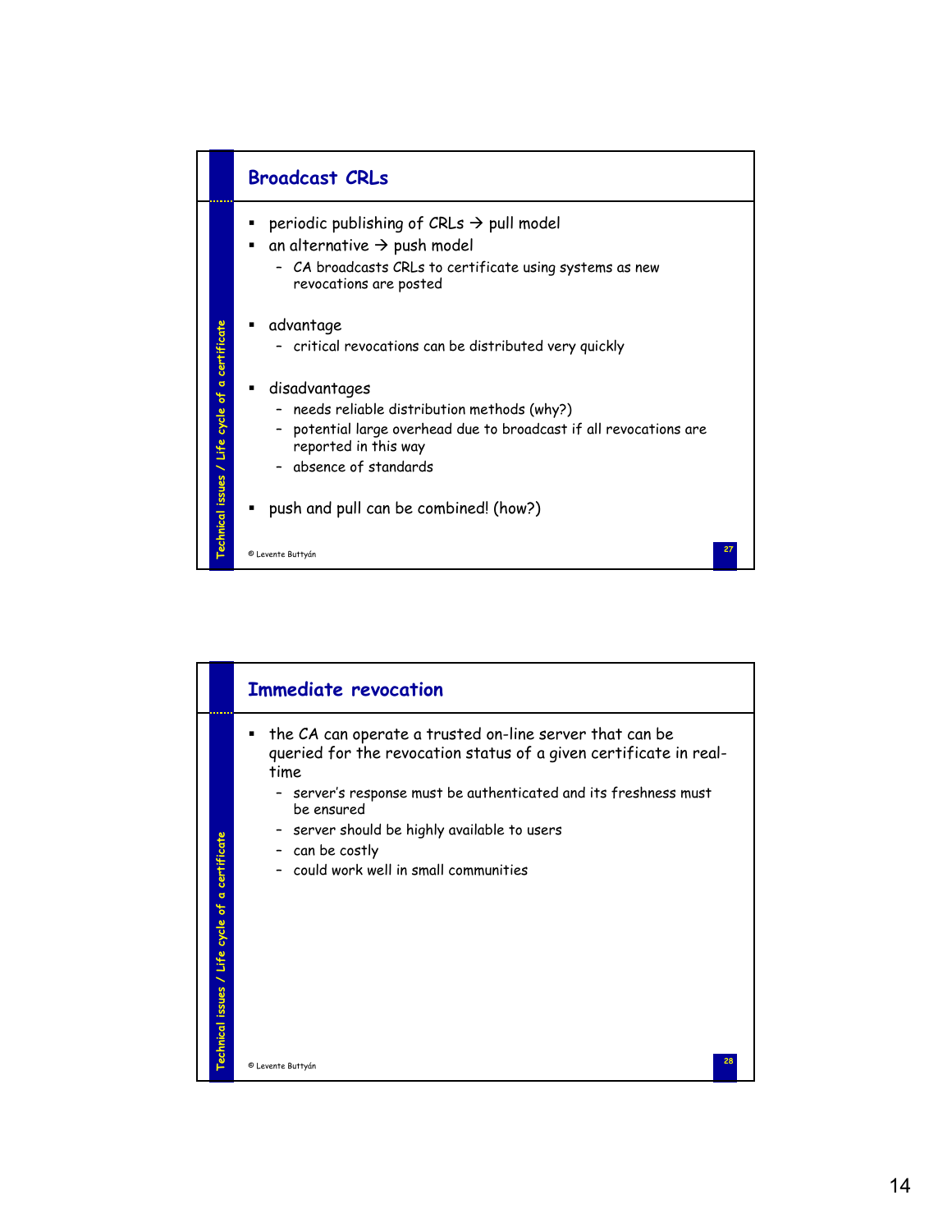## Broadcast CRLs

- periodic publishing of CRLs → pull model
- an alternative → push model
  - CA broadcasts CRLs to certificate using systems as new revocations are posted
- advantage
  - critical revocations can be distributed very quickly
- disadvantages
  - needs reliable distribution methods (why?)
  - potential large overhead due to broadcast if all revocations are reported in this way
  - absence of standards
- push and pull can be combined! (how?)

## Immediate revocation

- the CA can operate a trusted on-line server that can be queried for the revocation status of a given certificate in real-time
  - server's response must be authenticated and its freshness must be ensured
  - server should be highly available to users
  - can be costly
  - could work well in small communities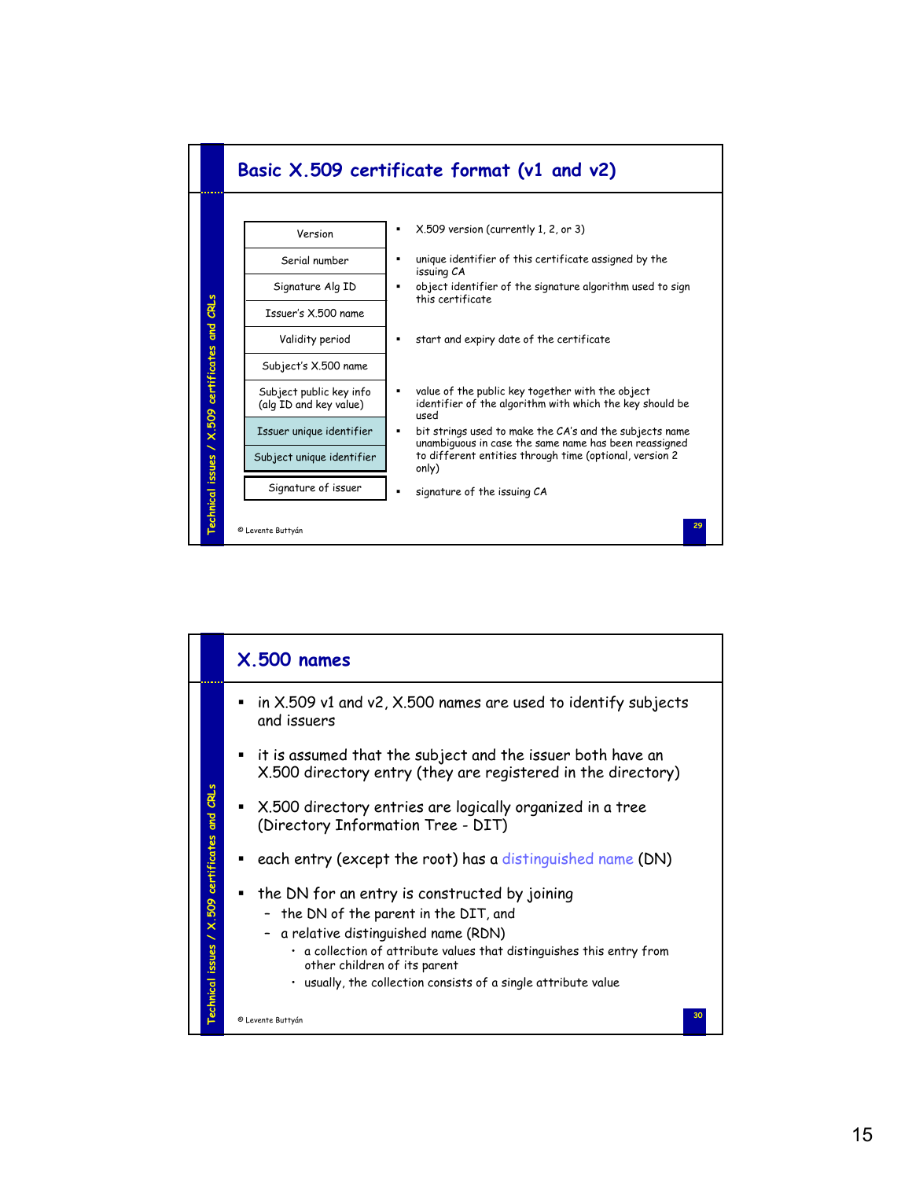## Basic X.509 certificate format (v1 and v2)

| Field | Description |
|---|---|
| Version | X.509 version (currently 1, 2, or 3) |
| Serial number | unique identifier of this certificate assigned by the issuing CA |
| Signature Alg ID | object identifier of the signature algorithm used to sign this certificate |
| Issuer's X.500 name | |
| Validity period | start and expiry date of the certificate |
| Subject's X.500 name | |
| Subject public key info (alg ID and key value) | value of the public key together with the object identifier of the algorithm with which the key should be used |
| Issuer unique identifier | bit strings used to make the CA's and the subjects name unambiguous in case the same name has been reassigned to different entities through time (optional, version 2 only) |
| Subject unique identifier | |
| Signature of issuer | signature of the issuing CA |

© Levente Buttyán

## X.500 names

- in X.509 v1 and v2, X.500 names are used to identify subjects and issuers
- it is assumed that the subject and the issuer both have an X.500 directory entry (they are registered in the directory)
- X.500 directory entries are logically organized in a tree (Directory Information Tree - DIT)
- each entry (except the root) has a distinguished name (DN)
- the DN for an entry is constructed by joining
  - the DN of the parent in the DIT, and
  - a relative distinguished name (RDN)
    - a collection of attribute values that distinguishes this entry from other children of its parent
    - usually, the collection consists of a single attribute value

© Levente Buttyán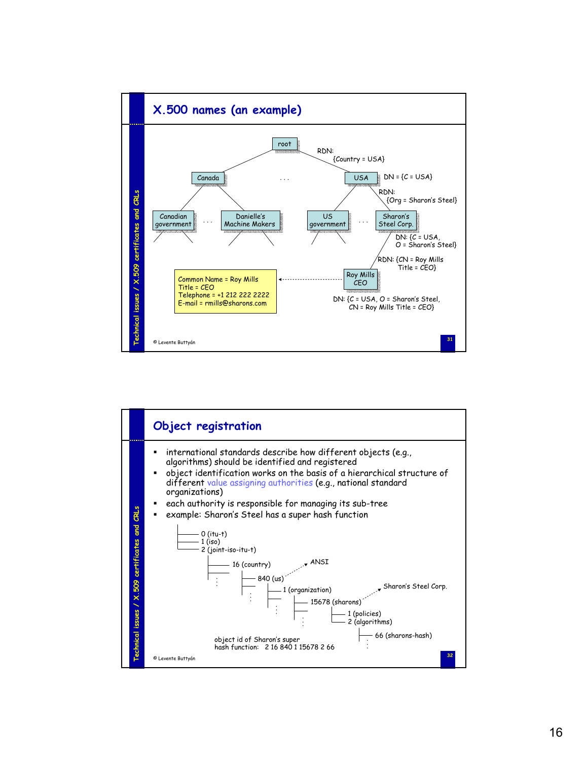## X.500 names (an example)

```
                              root
                            /      \   RDN:
                          /          \    {Country = USA}
                    Canada    . . .    USA    DN = {C = USA}
                   /      \           /    \  RDN:
                  /        \         /      \   {Org = Sharon's Steel}
        Canadian   . . .  Danielle's   US        . . .  Sharon's
        government        Machine Makers  government    Steel Corp.
                                                         DN: {C = USA,
                                                          O = Sharon's Steel}
                                                    /
                                                   /  RDN: {CN = Roy Mills
                                                  /          Title = CEO}
 Common Name = Roy Mills     <-----------  Roy Mills
 Title = CEO                                CEO
 Telephone = +1 212 222 2222
 E-mail = rmills@sharons.com       DN: {C = USA, O = Sharon's Steel,
                                        CN = Roy Mills Title = CEO}
```

## Object registration

- international standards describe how different objects (e.g., algorithms) should be identified and registered
- object identification works on the basis of a hierarchical structure of different value assigning authorities (e.g., national standard organizations)
- each authority is responsible for managing its sub-tree
- example: Sharon's Steel has a super hash function

```
0 (itu-t)
1 (iso)
2 (joint-iso-itu-t)
    16 (country)  ...> ANSI
        840 (us)
            1 (organization)
                15678 (sharons)  ...> Sharon's Steel Corp.
                    1 (policies)
                    2 (algorithms)
                        66 (sharons-hash)
```

object id of Sharon's super hash function: 2 16 840 1 15678 2 66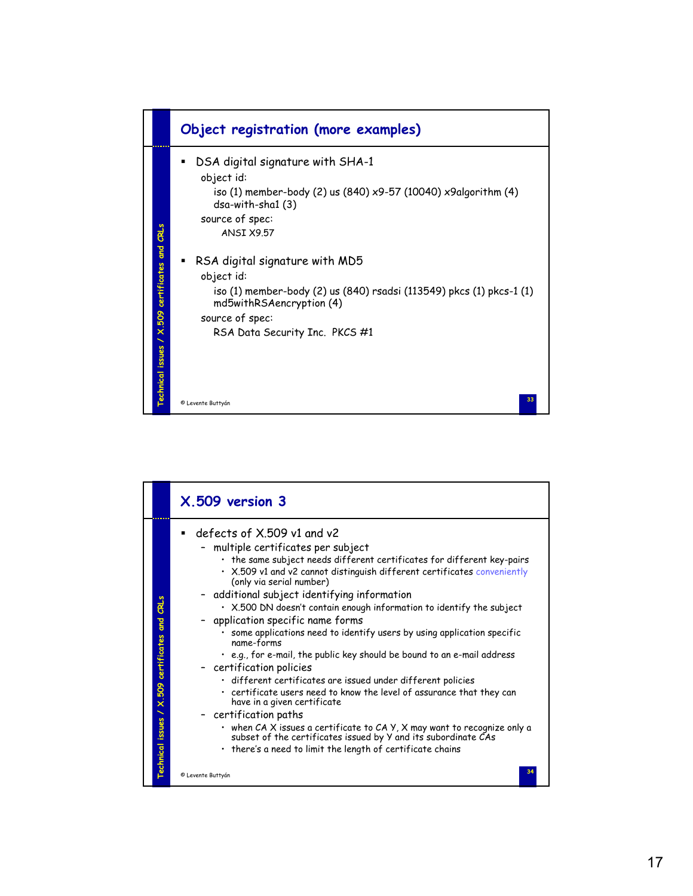## Object registration (more examples)

- DSA digital signature with SHA-1
  - object id:
    - iso (1) member-body (2) us (840) x9-57 (10040) x9algorithm (4) dsa-with-sha1 (3)
  - source of spec:
    - ANSI X9.57
- RSA digital signature with MD5
  - object id:
    - iso (1) member-body (2) us (840) rsadsi (113549) pkcs (1) pkcs-1 (1) md5withRSAencryption (4)
  - source of spec:
    - RSA Data Security Inc. PKCS #1

© Levente Buttyán

## X.509 version 3

- defects of X.509 v1 and v2
  - multiple certificates per subject
    - the same subject needs different certificates for different key-pairs
    - X.509 v1 and v2 cannot distinguish different certificates conveniently (only via serial number)
  - additional subject identifying information
    - X.500 DN doesn't contain enough information to identify the subject
  - application specific name forms
    - some applications need to identify users by using application specific name-forms
    - e.g., for e-mail, the public key should be bound to an e-mail address
  - certification policies
    - different certificates are issued under different policies
    - certificate users need to know the level of assurance that they can have in a given certificate
  - certification paths
    - when CA X issues a certificate to CA Y, X may want to recognize only a subset of the certificates issued by Y and its subordinate CAs
    - there's a need to limit the length of certificate chains

© Levente Buttyán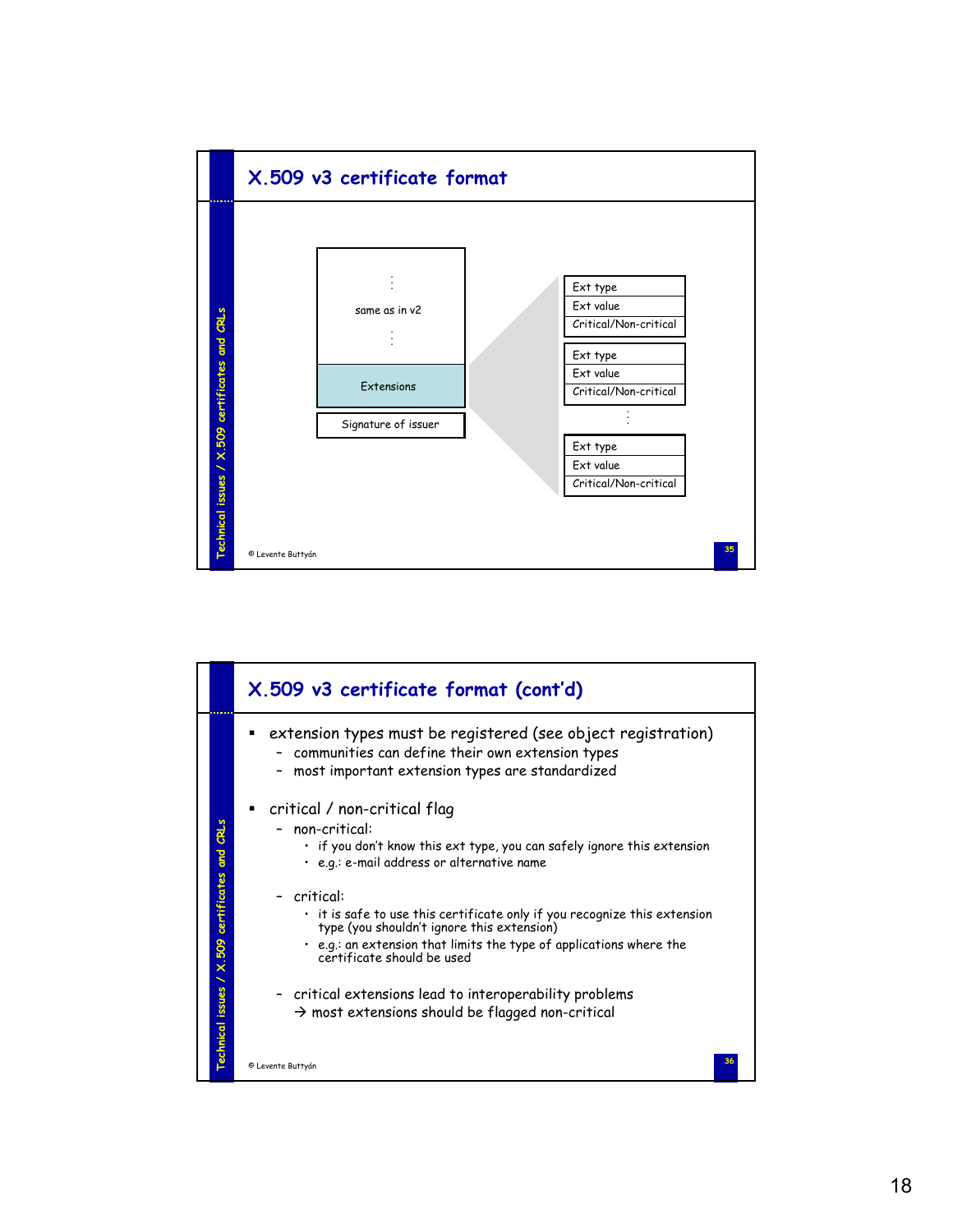## X.509 v3 certificate format

| |
|---|
| ⋮ |
| same as in v2 |
| ⋮ |
| Extensions |
| Signature of issuer |

| |
|---|
| Ext type |
| Ext value |
| Critical/Non-critical |

| |
|---|
| Ext type |
| Ext value |
| Critical/Non-critical |

⋮

| |
|---|
| Ext type |
| Ext value |
| Critical/Non-critical |

## X.509 v3 certificate format (cont'd)

- extension types must be registered (see object registration)
  - communities can define their own extension types
  - most important extension types are standardized
- critical / non-critical flag
  - non-critical:
    - if you don't know this ext type, you can safely ignore this extension
    - e.g.: e-mail address or alternative name
  - critical:
    - it is safe to use this certificate only if you recognize this extension type (you shouldn't ignore this extension)
    - e.g.: an extension that limits the type of applications where the certificate should be used
  - critical extensions lead to interoperability problems
    → most extensions should be flagged non-critical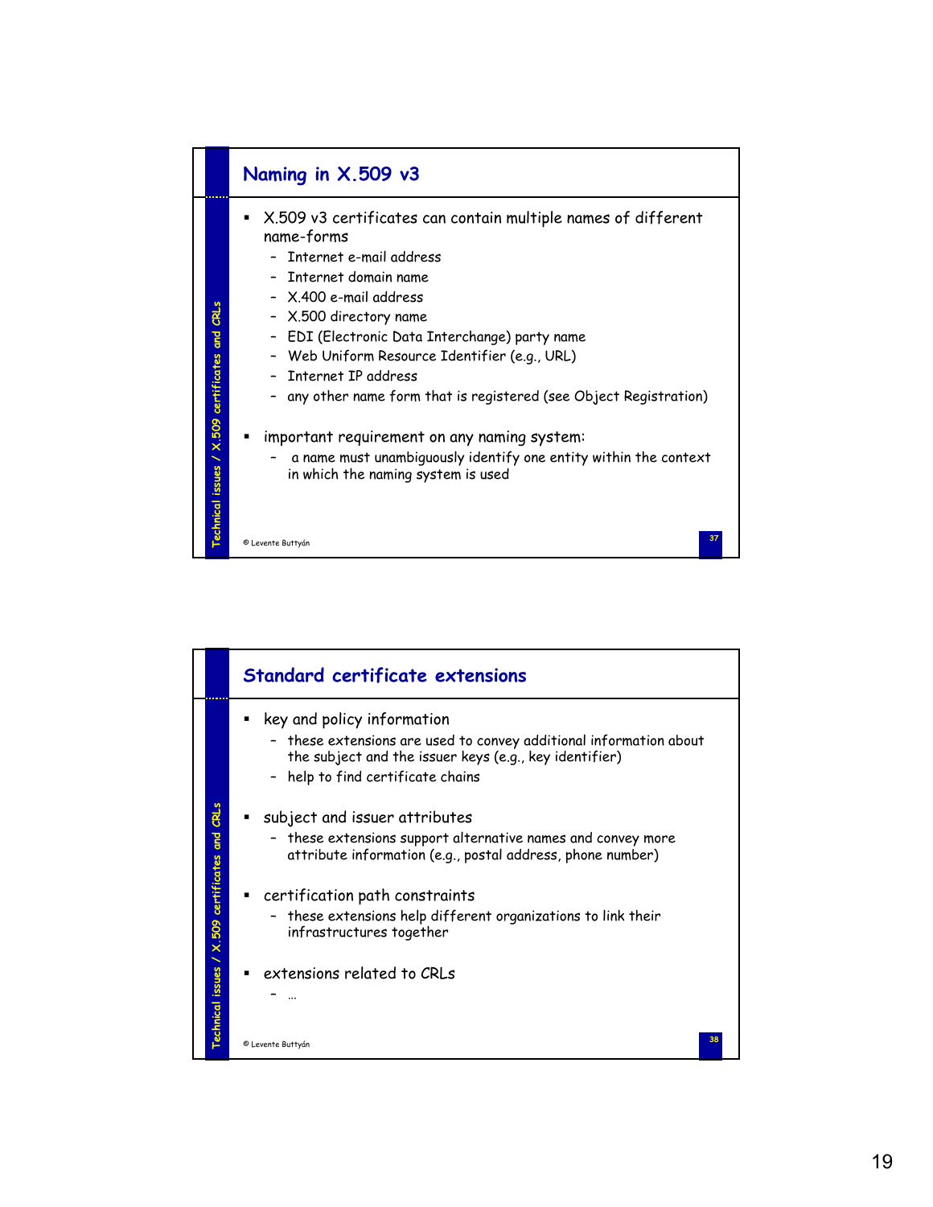## Naming in X.509 v3

- X.509 v3 certificates can contain multiple names of different name-forms
  - Internet e-mail address
  - Internet domain name
  - X.400 e-mail address
  - X.500 directory name
  - EDI (Electronic Data Interchange) party name
  - Web Uniform Resource Identifier (e.g., URL)
  - Internet IP address
  - any other name form that is registered (see Object Registration)
- important requirement on any naming system:
  - a name must unambiguously identify one entity within the context in which the naming system is used

## Standard certificate extensions

- key and policy information
  - these extensions are used to convey additional information about the subject and the issuer keys (e.g., key identifier)
  - help to find certificate chains
- subject and issuer attributes
  - these extensions support alternative names and convey more attribute information (e.g., postal address, phone number)
- certification path constraints
  - these extensions help different organizations to link their infrastructures together
- extensions related to CRLs
  - …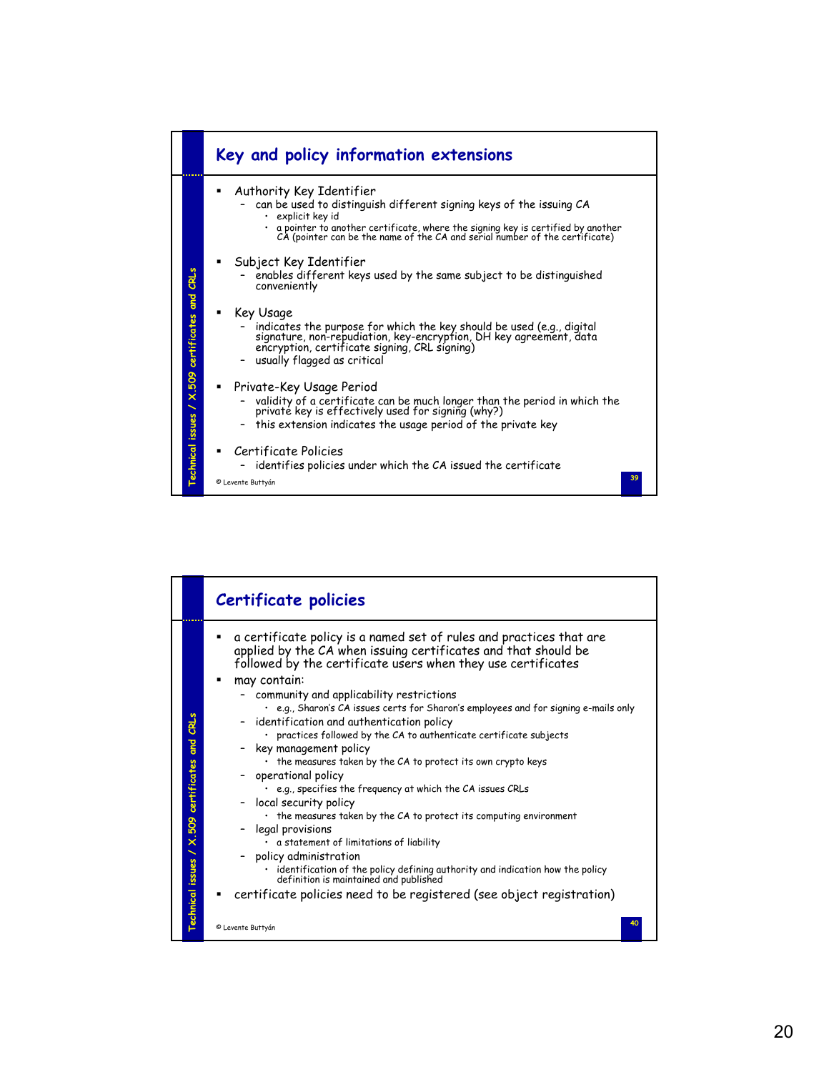## Key and policy information extensions

- Authority Key Identifier
  - can be used to distinguish different signing keys of the issuing CA
    - explicit key id
    - a pointer to another certificate, where the signing key is certified by another CA (pointer can be the name of the CA and serial number of the certificate)
- Subject Key Identifier
  - enables different keys used by the same subject to be distinguished conveniently
- Key Usage
  - indicates the purpose for which the key should be used (e.g., digital signature, non-repudiation, key-encryption, DH key agreement, data encryption, certificate signing, CRL signing)
  - usually flagged as critical
- Private-Key Usage Period
  - validity of a certificate can be much longer than the period in which the private key is effectively used for signing (why?)
  - this extension indicates the usage period of the private key
- Certificate Policies
  - identifies policies under which the CA issued the certificate

© Levente Buttyán

## Certificate policies

- a certificate policy is a named set of rules and practices that are applied by the CA when issuing certificates and that should be followed by the certificate users when they use certificates
- may contain:
  - community and applicability restrictions
    - e.g., Sharon's CA issues certs for Sharon's employees and for signing e-mails only
  - identification and authentication policy
    - practices followed by the CA to authenticate certificate subjects
  - key management policy
    - the measures taken by the CA to protect its own crypto keys
  - operational policy
    - e.g., specifies the frequency at which the CA issues CRLs
  - local security policy
    - the measures taken by the CA to protect its computing environment
  - legal provisions
    - a statement of limitations of liability
  - policy administration
    - identification of the policy defining authority and indication how the policy definition is maintained and published
- certificate policies need to be registered (see object registration)

© Levente Buttyán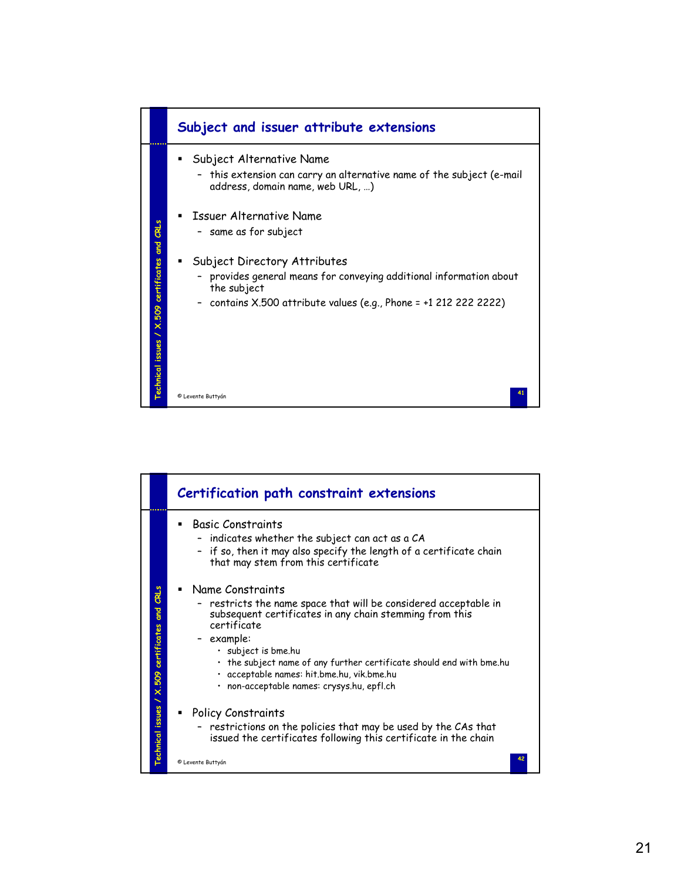## Subject and issuer attribute extensions

- Subject Alternative Name
  - this extension can carry an alternative name of the subject (e-mail address, domain name, web URL, …)
- Issuer Alternative Name
  - same as for subject
- Subject Directory Attributes
  - provides general means for conveying additional information about the subject
  - contains X.500 attribute values (e.g., Phone = +1 212 222 2222)

## Certification path constraint extensions

- Basic Constraints
  - indicates whether the subject can act as a CA
  - if so, then it may also specify the length of a certificate chain that may stem from this certificate
- Name Constraints
  - restricts the name space that will be considered acceptable in subsequent certificates in any chain stemming from this certificate
  - example:
    - subject is bme.hu
    - the subject name of any further certificate should end with bme.hu
    - acceptable names: hit.bme.hu, vik.bme.hu
    - non-acceptable names: crysys.hu, epfl.ch
- Policy Constraints
  - restrictions on the policies that may be used by the CAs that issued the certificates following this certificate in the chain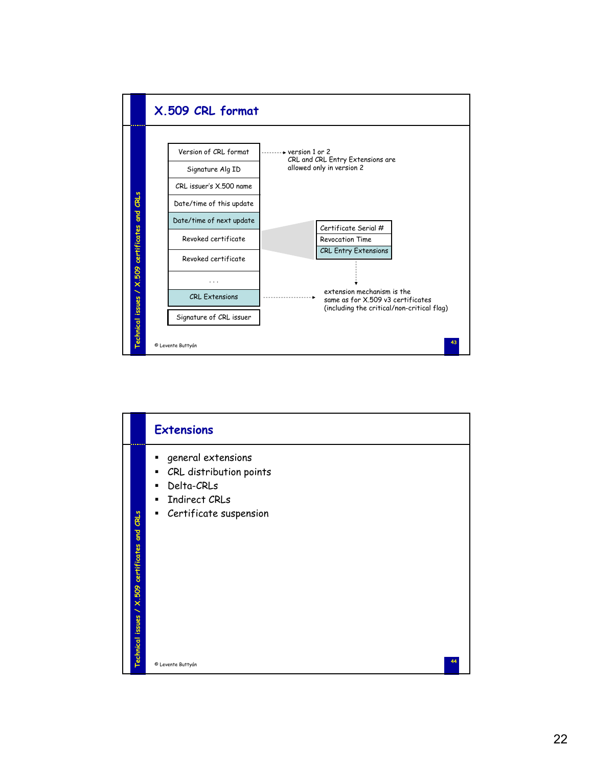## X.509 CRL format

| |
|---|
| Version of CRL format |
| Signature Alg ID |
| CRL issuer's X.500 name |
| Date/time of this update |
| Date/time of next update |
| Revoked certificate |
| Revoked certificate |
| . . . |
| CRL Extensions |
| Signature of CRL issuer |

- Version of CRL format → version 1 or 2. CRL and CRL Entry Extensions are allowed only in version 2
- Revoked certificate:

| |
|---|
| Certificate Serial # |
| Revocation Time |
| CRL Entry Extensions |

- CRL Extensions / CRL Entry Extensions → extension mechanism is the same as for X.509 v3 certificates (including the critical/non-critical flag)

© Levente Buttyán

## Extensions

- general extensions
- CRL distribution points
- Delta-CRLs
- Indirect CRLs
- Certificate suspension

© Levente Buttyán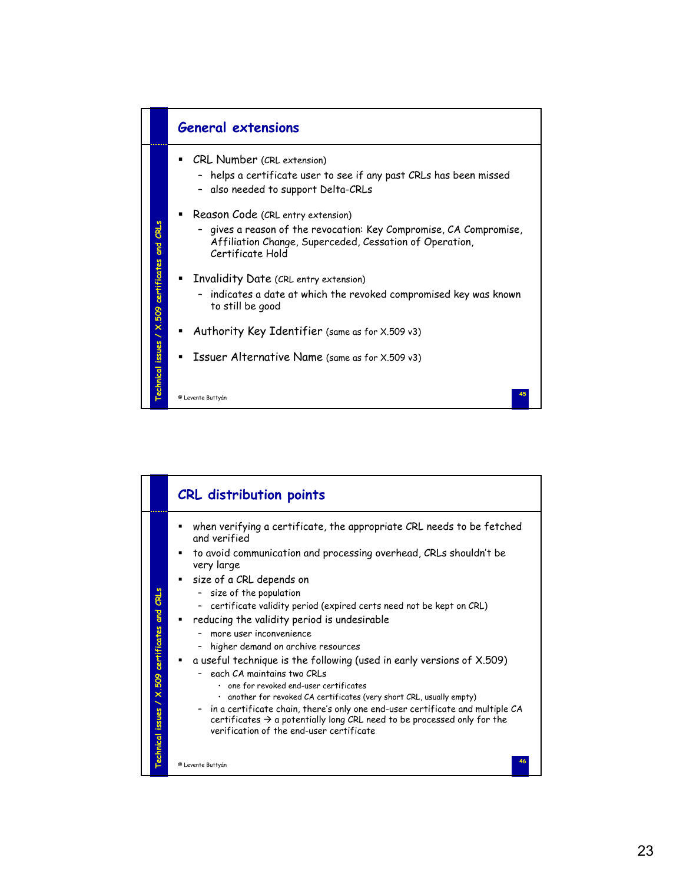## General extensions

- CRL Number (CRL extension)
  - helps a certificate user to see if any past CRLs has been missed
  - also needed to support Delta-CRLs
- Reason Code (CRL entry extension)
  - gives a reason of the revocation: Key Compromise, CA Compromise, Affiliation Change, Superceded, Cessation of Operation, Certificate Hold
- Invalidity Date (CRL entry extension)
  - indicates a date at which the revoked compromised key was known to still be good
- Authority Key Identifier (same as for X.509 v3)
- Issuer Alternative Name (same as for X.509 v3)

## CRL distribution points

- when verifying a certificate, the appropriate CRL needs to be fetched and verified
- to avoid communication and processing overhead, CRLs shouldn't be very large
- size of a CRL depends on
  - size of the population
  - certificate validity period (expired certs need not be kept on CRL)
- reducing the validity period is undesirable
  - more user inconvenience
  - higher demand on archive resources
- a useful technique is the following (used in early versions of X.509)
  - each CA maintains two CRLs
    - one for revoked end-user certificates
    - another for revoked CA certificates (very short CRL, usually empty)
  - in a certificate chain, there's only one end-user certificate and multiple CA certificates → a potentially long CRL need to be processed only for the verification of the end-user certificate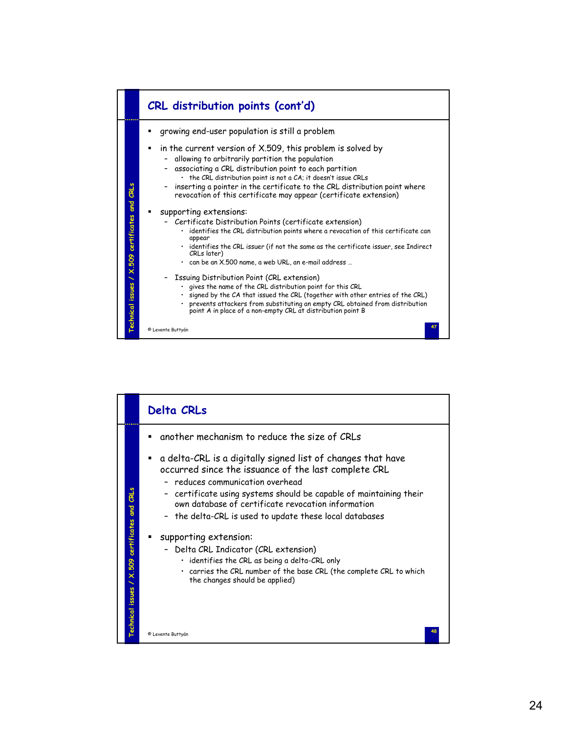## CRL distribution points (cont'd)

- growing end-user population is still a problem
- in the current version of X.509, this problem is solved by
  - allowing to arbitrarily partition the population
  - associating a CRL distribution point to each partition
    - the CRL distribution point is not a CA; it doesn't issue CRLs
  - inserting a pointer in the certificate to the CRL distribution point where revocation of this certificate may appear (certificate extension)
- supporting extensions:
  - Certificate Distribution Points (certificate extension)
    - identifies the CRL distribution points where a revocation of this certificate can appear
    - identifies the CRL issuer (if not the same as the certificate issuer, see Indirect CRLs later)
    - can be an X.500 name, a web URL, an e-mail address …
  - Issuing Distribution Point (CRL extension)
    - gives the name of the CRL distribution point for this CRL
    - signed by the CA that issued the CRL (together with other entries of the CRL)
    - prevents attackers from substituting an empty CRL obtained from distribution point A in place of a non-empty CRL at distribution point B

## Delta CRLs

- another mechanism to reduce the size of CRLs
- a delta-CRL is a digitally signed list of changes that have occurred since the issuance of the last complete CRL
  - reduces communication overhead
  - certificate using systems should be capable of maintaining their own database of certificate revocation information
  - the delta-CRL is used to update these local databases
- supporting extension:
  - Delta CRL Indicator (CRL extension)
    - identifies the CRL as being a delta-CRL only
    - carries the CRL number of the base CRL (the complete CRL to which the changes should be applied)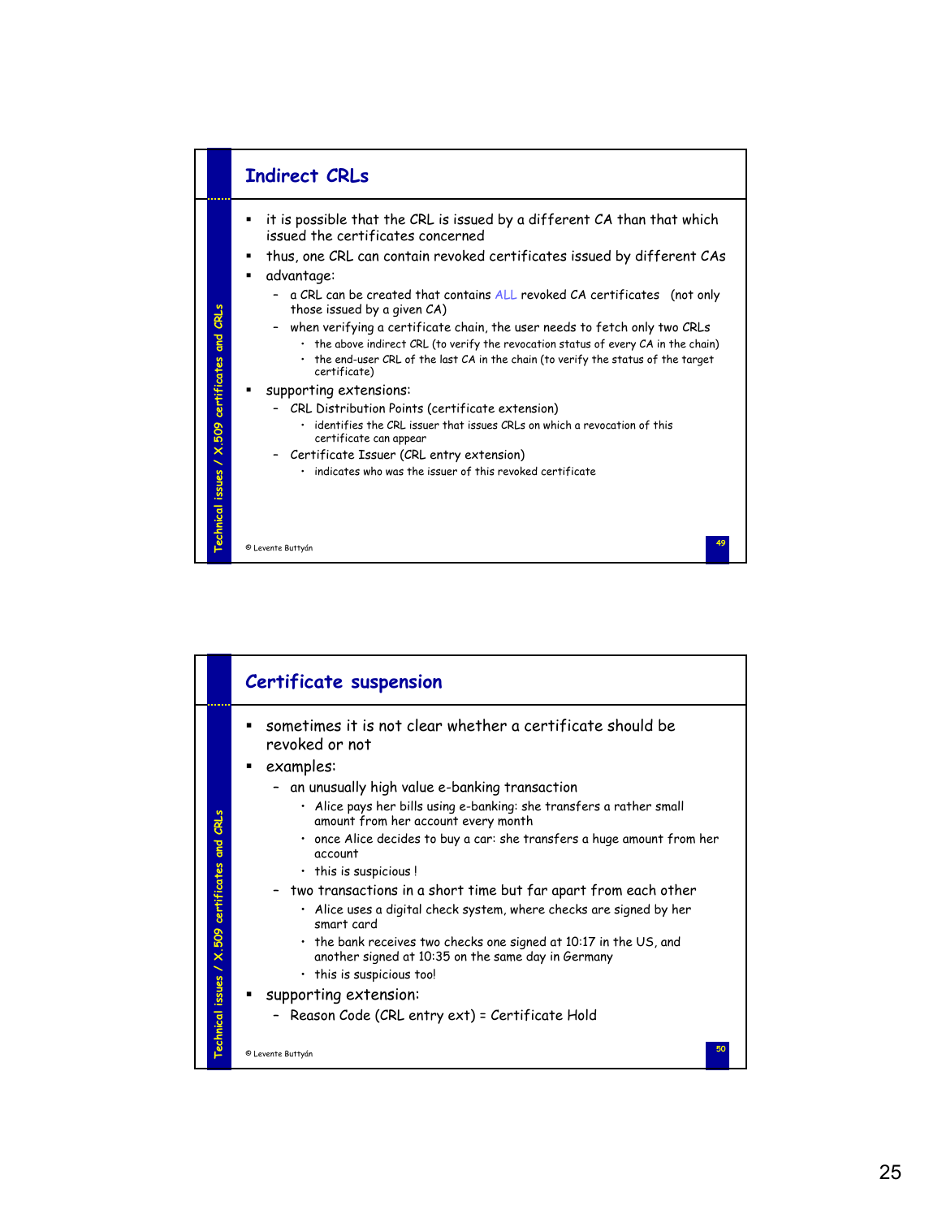## Indirect CRLs

- it is possible that the CRL is issued by a different CA than that which issued the certificates concerned
- thus, one CRL can contain revoked certificates issued by different CAs
- advantage:
  - a CRL can be created that contains ALL revoked CA certificates (not only those issued by a given CA)
  - when verifying a certificate chain, the user needs to fetch only two CRLs
    - the above indirect CRL (to verify the revocation status of every CA in the chain)
    - the end-user CRL of the last CA in the chain (to verify the status of the target certificate)
- supporting extensions:
  - CRL Distribution Points (certificate extension)
    - identifies the CRL issuer that issues CRLs on which a revocation of this certificate can appear
  - Certificate Issuer (CRL entry extension)
    - indicates who was the issuer of this revoked certificate

© Levente Buttyán

## Certificate suspension

- sometimes it is not clear whether a certificate should be revoked or not
- examples:
  - an unusually high value e-banking transaction
    - Alice pays her bills using e-banking: she transfers a rather small amount from her account every month
    - once Alice decides to buy a car: she transfers a huge amount from her account
    - this is suspicious !
  - two transactions in a short time but far apart from each other
    - Alice uses a digital check system, where checks are signed by her smart card
    - the bank receives two checks one signed at 10:17 in the US, and another signed at 10:35 on the same day in Germany
    - this is suspicious too!
- supporting extension:
  - Reason Code (CRL entry ext) = Certificate Hold

© Levente Buttyán